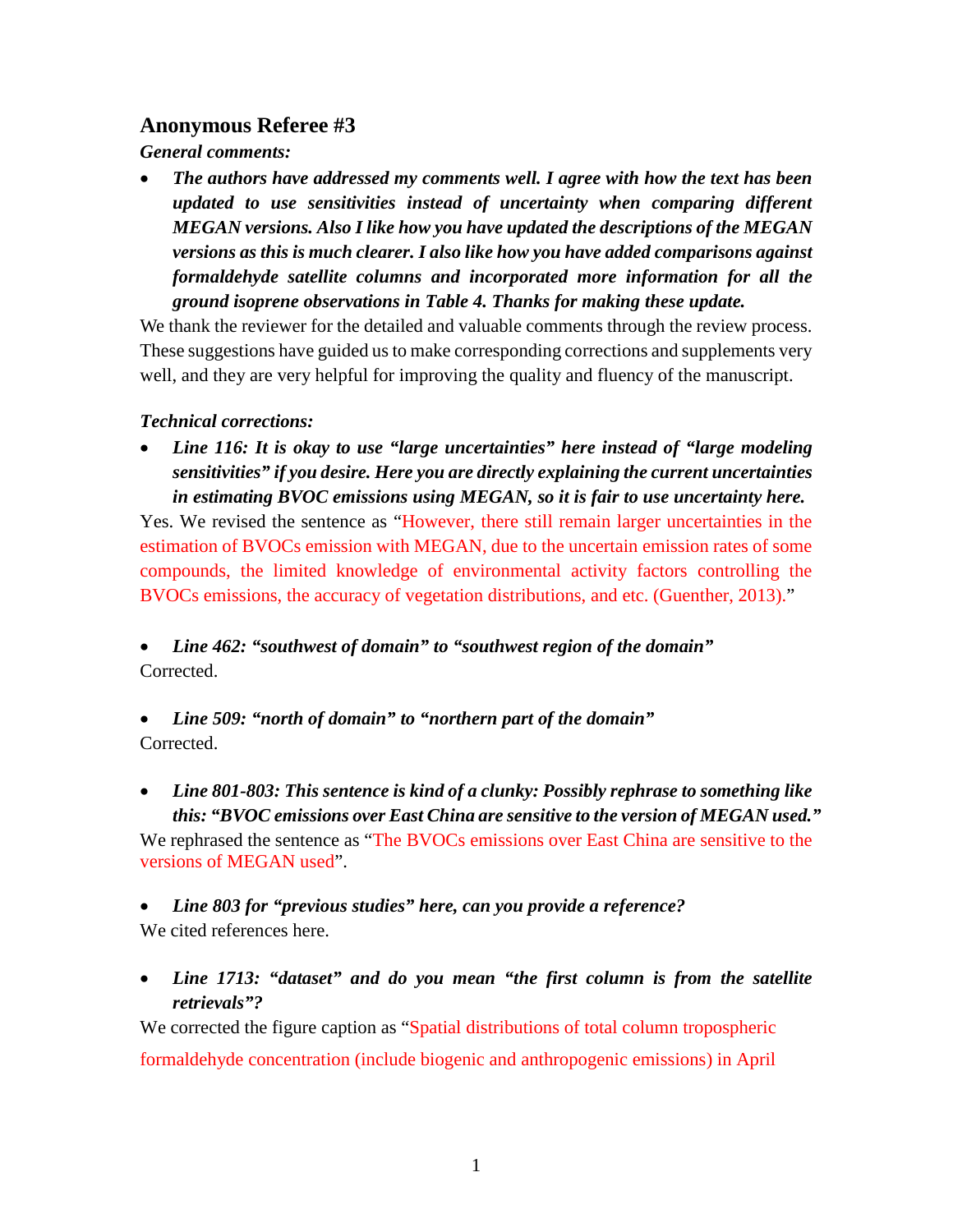## Anonymous Referee #3

***General comments:***

- ***The authors have addressed my comments well. I agree with how the text has been updated to use sensitivities instead of uncertainty when comparing different MEGAN versions. Also I like how you have updated the descriptions of the MEGAN versions as this is much clearer. I also like how you have added comparisons against formaldehyde satellite columns and incorporated more information for all the ground isoprene observations in Table 4. Thanks for making these update.***

We thank the reviewer for the detailed and valuable comments through the review process. These suggestions have guided us to make corresponding corrections and supplements very well, and they are very helpful for improving the quality and fluency of the manuscript.

***Technical corrections:***

- ***Line 116: It is okay to use "large uncertainties" here instead of "large modeling sensitivities" if you desire. Here you are directly explaining the current uncertainties in estimating BVOC emissions using MEGAN, so it is fair to use uncertainty here.***

Yes. We revised the sentence as "However, there still remain larger uncertainties in the estimation of BVOCs emission with MEGAN, due to the uncertain emission rates of some compounds, the limited knowledge of environmental activity factors controlling the BVOCs emissions, the accuracy of vegetation distributions, and etc. (Guenther, 2013)."

- ***Line 462: "southwest of domain" to "southwest region of the domain"***

Corrected.

- ***Line 509: "north of domain" to "northern part of the domain"***

Corrected.

- ***Line 801-803: This sentence is kind of a clunky: Possibly rephrase to something like this: "BVOC emissions over East China are sensitive to the version of MEGAN used."***

We rephrased the sentence as "The BVOCs emissions over East China are sensitive to the versions of MEGAN used".

- ***Line 803 for "previous studies" here, can you provide a reference?***

We cited references here.

- ***Line 1713: "dataset" and do you mean "the first column is from the satellite retrievals"?***

We corrected the figure caption as "Spatial distributions of total column tropospheric formaldehyde concentration (include biogenic and anthropogenic emissions) in April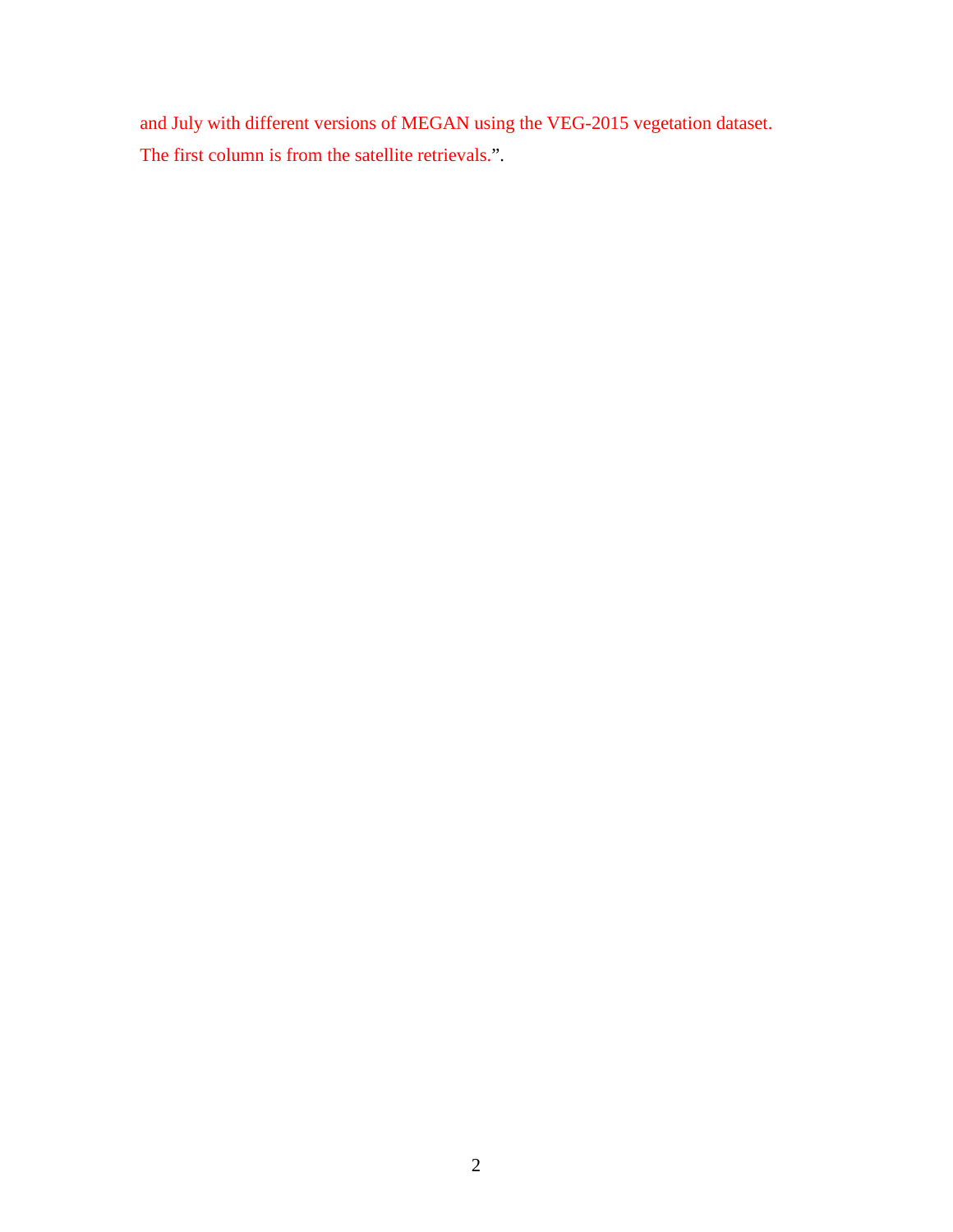and July with different versions of MEGAN using the VEG-2015 vegetation dataset. The first column is from the satellite retrievals.".